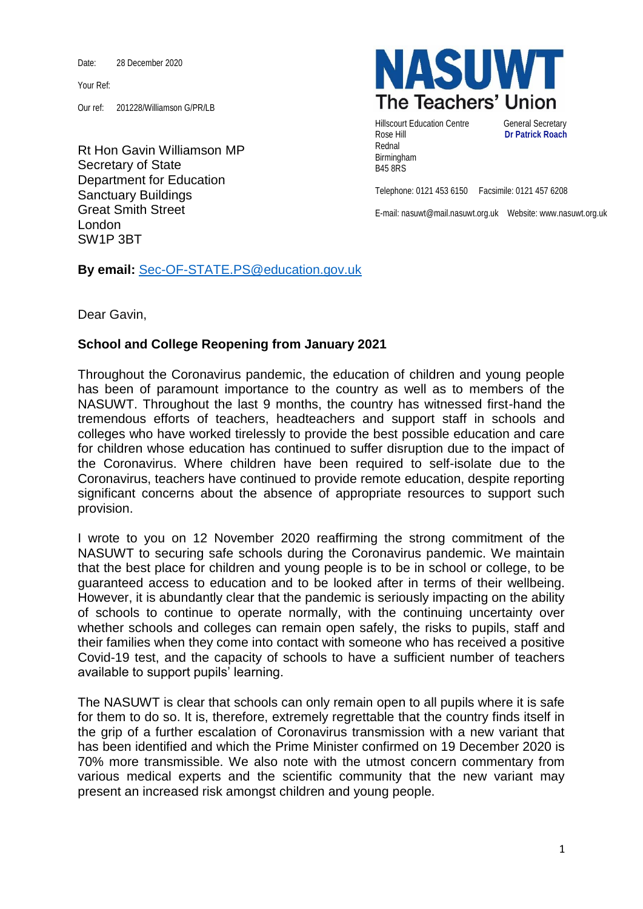Date: 28 December 2020

Your Ref:

Our ref: 201228/Williamson G/PR/LB

**NASUWT**
**The Teachers' Union**

Hillscourt Education Centre
Rose Hill
Rednal
Birmingham
B45 8RS

General Secretary
**Dr Patrick Roach**

Telephone: 0121 453 6150 Facsimile: 0121 457 6208

E-mail: nasuwt@mail.nasuwt.org.uk Website: www.nasuwt.org.uk

Rt Hon Gavin Williamson MP
Secretary of State
Department for Education
Sanctuary Buildings
Great Smith Street
London
SW1P 3BT

**By email:** Sec-OF-STATE.PS@education.gov.uk

Dear Gavin,

**School and College Reopening from January 2021**

Throughout the Coronavirus pandemic, the education of children and young people has been of paramount importance to the country as well as to members of the NASUWT. Throughout the last 9 months, the country has witnessed first-hand the tremendous efforts of teachers, headteachers and support staff in schools and colleges who have worked tirelessly to provide the best possible education and care for children whose education has continued to suffer disruption due to the impact of the Coronavirus. Where children have been required to self-isolate due to the Coronavirus, teachers have continued to provide remote education, despite reporting significant concerns about the absence of appropriate resources to support such provision.

I wrote to you on 12 November 2020 reaffirming the strong commitment of the NASUWT to securing safe schools during the Coronavirus pandemic. We maintain that the best place for children and young people is to be in school or college, to be guaranteed access to education and to be looked after in terms of their wellbeing. However, it is abundantly clear that the pandemic is seriously impacting on the ability of schools to continue to operate normally, with the continuing uncertainty over whether schools and colleges can remain open safely, the risks to pupils, staff and their families when they come into contact with someone who has received a positive Covid-19 test, and the capacity of schools to have a sufficient number of teachers available to support pupils' learning.

The NASUWT is clear that schools can only remain open to all pupils where it is safe for them to do so. It is, therefore, extremely regrettable that the country finds itself in the grip of a further escalation of Coronavirus transmission with a new variant that has been identified and which the Prime Minister confirmed on 19 December 2020 is 70% more transmissible. We also note with the utmost concern commentary from various medical experts and the scientific community that the new variant may present an increased risk amongst children and young people.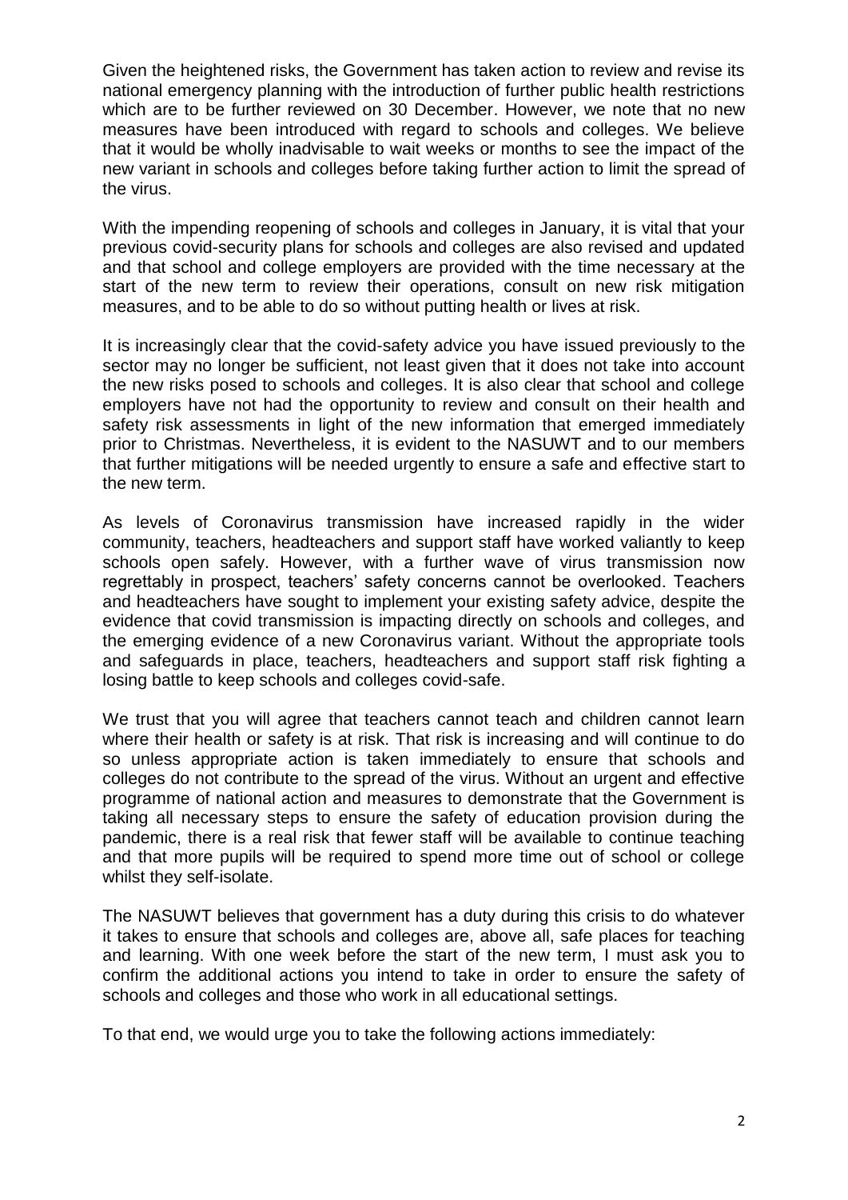Given the heightened risks, the Government has taken action to review and revise its national emergency planning with the introduction of further public health restrictions which are to be further reviewed on 30 December. However, we note that no new measures have been introduced with regard to schools and colleges. We believe that it would be wholly inadvisable to wait weeks or months to see the impact of the new variant in schools and colleges before taking further action to limit the spread of the virus.

With the impending reopening of schools and colleges in January, it is vital that your previous covid-security plans for schools and colleges are also revised and updated and that school and college employers are provided with the time necessary at the start of the new term to review their operations, consult on new risk mitigation measures, and to be able to do so without putting health or lives at risk.

It is increasingly clear that the covid-safety advice you have issued previously to the sector may no longer be sufficient, not least given that it does not take into account the new risks posed to schools and colleges. It is also clear that school and college employers have not had the opportunity to review and consult on their health and safety risk assessments in light of the new information that emerged immediately prior to Christmas. Nevertheless, it is evident to the NASUWT and to our members that further mitigations will be needed urgently to ensure a safe and effective start to the new term.

As levels of Coronavirus transmission have increased rapidly in the wider community, teachers, headteachers and support staff have worked valiantly to keep schools open safely. However, with a further wave of virus transmission now regrettably in prospect, teachers' safety concerns cannot be overlooked. Teachers and headteachers have sought to implement your existing safety advice, despite the evidence that covid transmission is impacting directly on schools and colleges, and the emerging evidence of a new Coronavirus variant. Without the appropriate tools and safeguards in place, teachers, headteachers and support staff risk fighting a losing battle to keep schools and colleges covid-safe.

We trust that you will agree that teachers cannot teach and children cannot learn where their health or safety is at risk. That risk is increasing and will continue to do so unless appropriate action is taken immediately to ensure that schools and colleges do not contribute to the spread of the virus. Without an urgent and effective programme of national action and measures to demonstrate that the Government is taking all necessary steps to ensure the safety of education provision during the pandemic, there is a real risk that fewer staff will be available to continue teaching and that more pupils will be required to spend more time out of school or college whilst they self-isolate.

The NASUWT believes that government has a duty during this crisis to do whatever it takes to ensure that schools and colleges are, above all, safe places for teaching and learning. With one week before the start of the new term, I must ask you to confirm the additional actions you intend to take in order to ensure the safety of schools and colleges and those who work in all educational settings.

To that end, we would urge you to take the following actions immediately: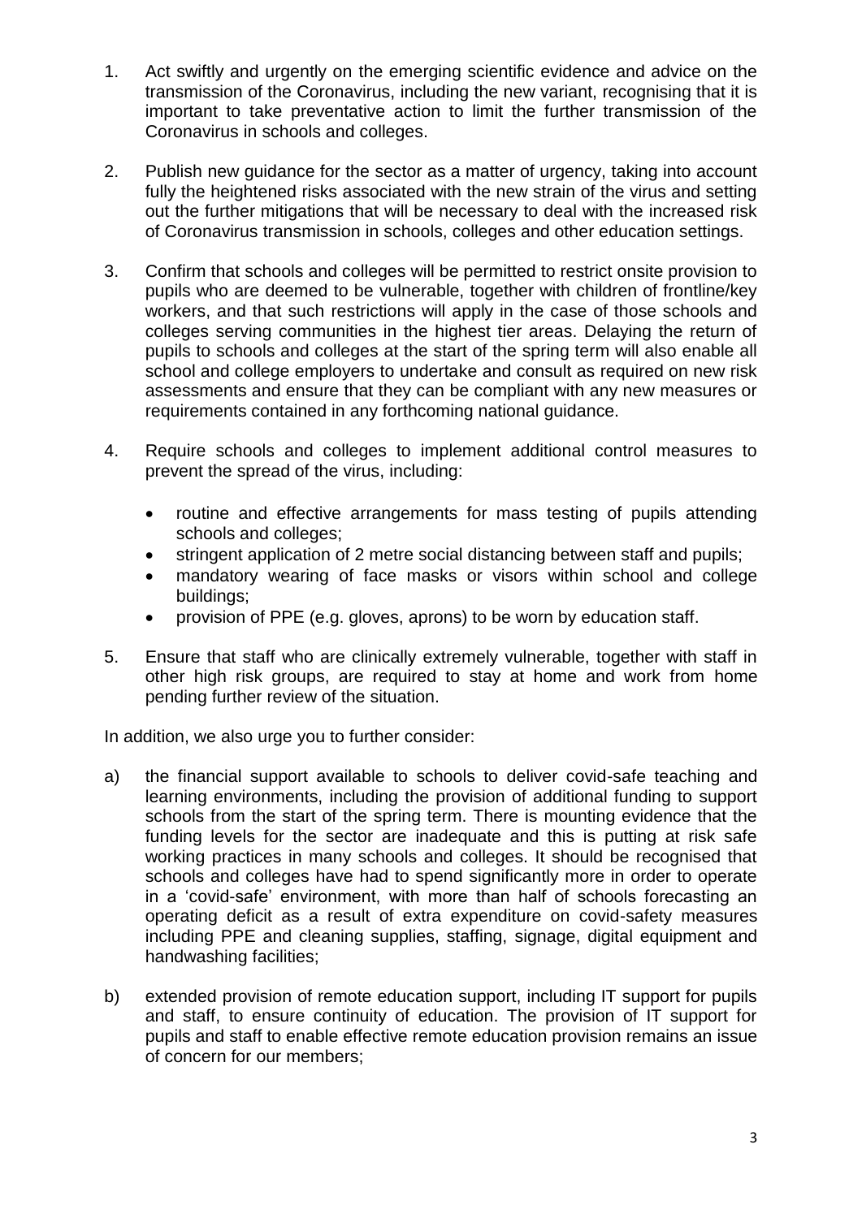1. Act swiftly and urgently on the emerging scientific evidence and advice on the transmission of the Coronavirus, including the new variant, recognising that it is important to take preventative action to limit the further transmission of the Coronavirus in schools and colleges.

2. Publish new guidance for the sector as a matter of urgency, taking into account fully the heightened risks associated with the new strain of the virus and setting out the further mitigations that will be necessary to deal with the increased risk of Coronavirus transmission in schools, colleges and other education settings.

3. Confirm that schools and colleges will be permitted to restrict onsite provision to pupils who are deemed to be vulnerable, together with children of frontline/key workers, and that such restrictions will apply in the case of those schools and colleges serving communities in the highest tier areas. Delaying the return of pupils to schools and colleges at the start of the spring term will also enable all school and college employers to undertake and consult as required on new risk assessments and ensure that they can be compliant with any new measures or requirements contained in any forthcoming national guidance.

4. Require schools and colleges to implement additional control measures to prevent the spread of the virus, including:

    - routine and effective arrangements for mass testing of pupils attending schools and colleges;
    - stringent application of 2 metre social distancing between staff and pupils;
    - mandatory wearing of face masks or visors within school and college buildings;
    - provision of PPE (e.g. gloves, aprons) to be worn by education staff.

5. Ensure that staff who are clinically extremely vulnerable, together with staff in other high risk groups, are required to stay at home and work from home pending further review of the situation.

In addition, we also urge you to further consider:

a) the financial support available to schools to deliver covid-safe teaching and learning environments, including the provision of additional funding to support schools from the start of the spring term. There is mounting evidence that the funding levels for the sector are inadequate and this is putting at risk safe working practices in many schools and colleges. It should be recognised that schools and colleges have had to spend significantly more in order to operate in a 'covid-safe' environment, with more than half of schools forecasting an operating deficit as a result of extra expenditure on covid-safety measures including PPE and cleaning supplies, staffing, signage, digital equipment and handwashing facilities;

b) extended provision of remote education support, including IT support for pupils and staff, to ensure continuity of education. The provision of IT support for pupils and staff to enable effective remote education provision remains an issue of concern for our members;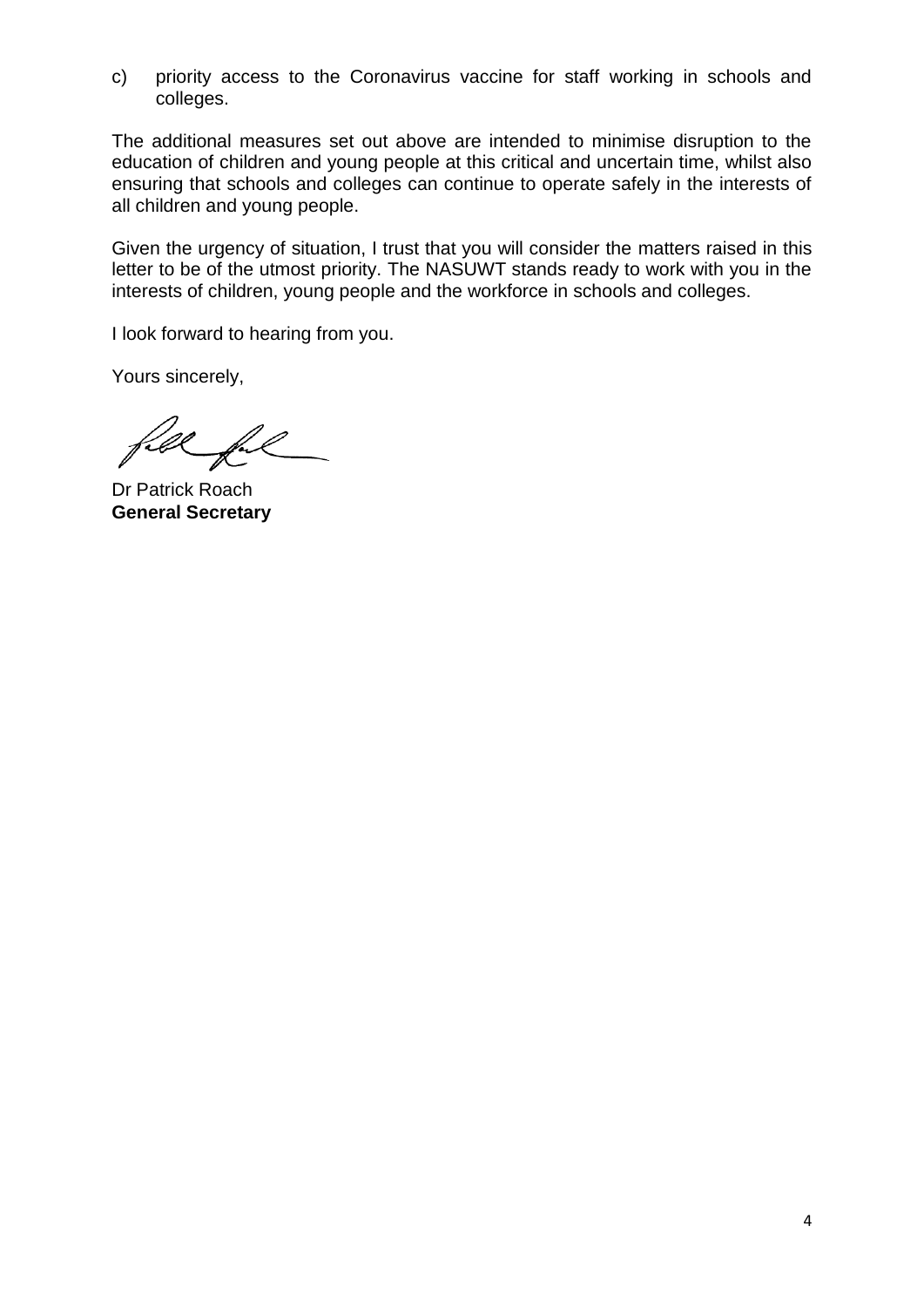c) priority access to the Coronavirus vaccine for staff working in schools and colleges.

The additional measures set out above are intended to minimise disruption to the education of children and young people at this critical and uncertain time, whilst also ensuring that schools and colleges can continue to operate safely in the interests of all children and young people.

Given the urgency of situation, I trust that you will consider the matters raised in this letter to be of the utmost priority. The NASUWT stands ready to work with you in the interests of children, young people and the workforce in schools and colleges.

I look forward to hearing from you.

Yours sincerely,

Dr Patrick Roach
**General Secretary**